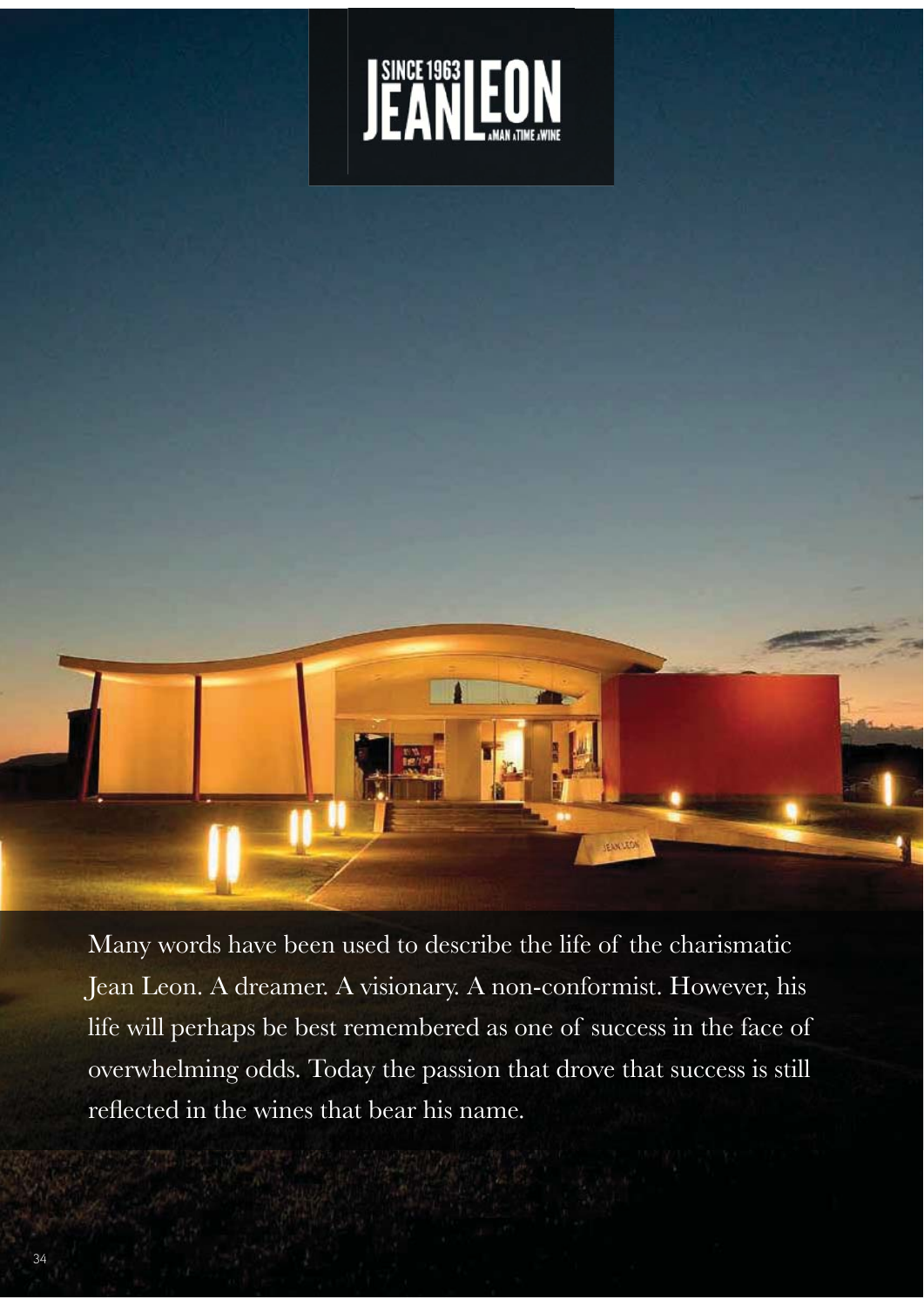JEAN LEON
SINCE 1963
A MAN A TIME A WINE

Many words have been used to describe the life of the charismatic Jean Leon. A dreamer. A visionary. A non-conformist. However, his life will perhaps be best remembered as one of success in the face of overwhelming odds. Today the passion that drove that success is still reflected in the wines that bear his name.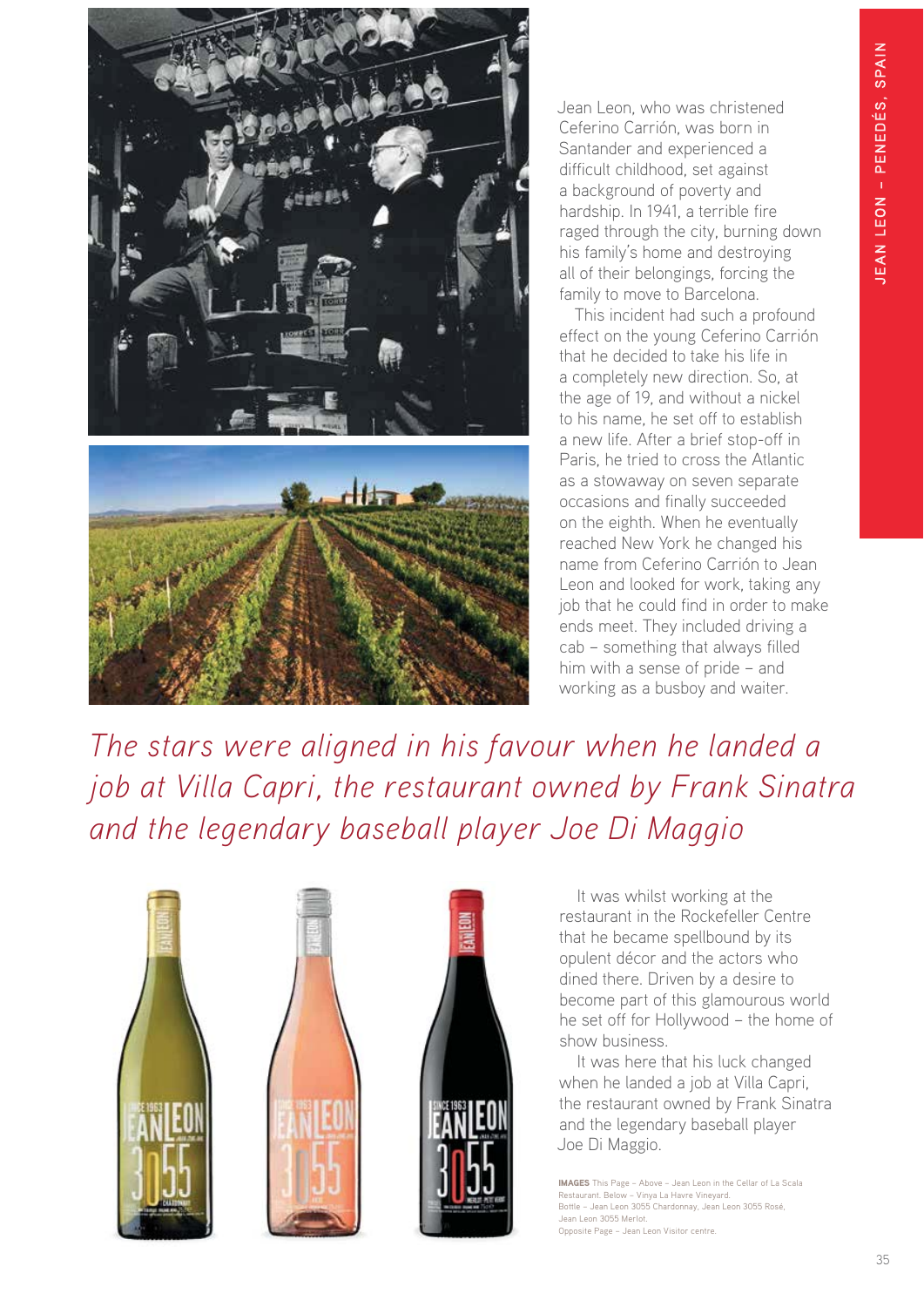Jean Leon, who was christened Ceferino Carrión, was born in Santander and experienced a difficult childhood, set against a background of poverty and hardship. In 1941, a terrible fire raged through the city, burning down his family's home and destroying all of their belongings, forcing the family to move to Barcelona.

This incident had such a profound effect on the young Ceferino Carrión that he decided to take his life in a completely new direction. So, at the age of 19, and without a nickel to his name, he set off to establish a new life. After a brief stop-off in Paris, he tried to cross the Atlantic as a stowaway on seven separate occasions and finally succeeded on the eighth. When he eventually reached New York he changed his name from Ceferino Carrión to Jean Leon and looked for work, taking any job that he could find in order to make ends meet. They included driving a cab – something that always filled him with a sense of pride – and working as a busboy and waiter.

*The stars were aligned in his favour when he landed a job at Villa Capri, the restaurant owned by Frank Sinatra and the legendary baseball player Joe Di Maggio*

It was whilst working at the restaurant in the Rockefeller Centre that he became spellbound by its opulent décor and the actors who dined there. Driven by a desire to become part of this glamourous world he set off for Hollywood – the home of show business.

It was here that his luck changed when he landed a job at Villa Capri, the restaurant owned by Frank Sinatra and the legendary baseball player Joe Di Maggio.

**IMAGES** This Page – Above – Jean Leon in the Cellar of La Scala Restaurant. Below – Vinya La Havre Vineyard.
Bottle – Jean Leon 3055 Chardonnay, Jean Leon 3055 Rosé, Jean Leon 3055 Merlot.
Opposite Page – Jean Leon Visitor centre.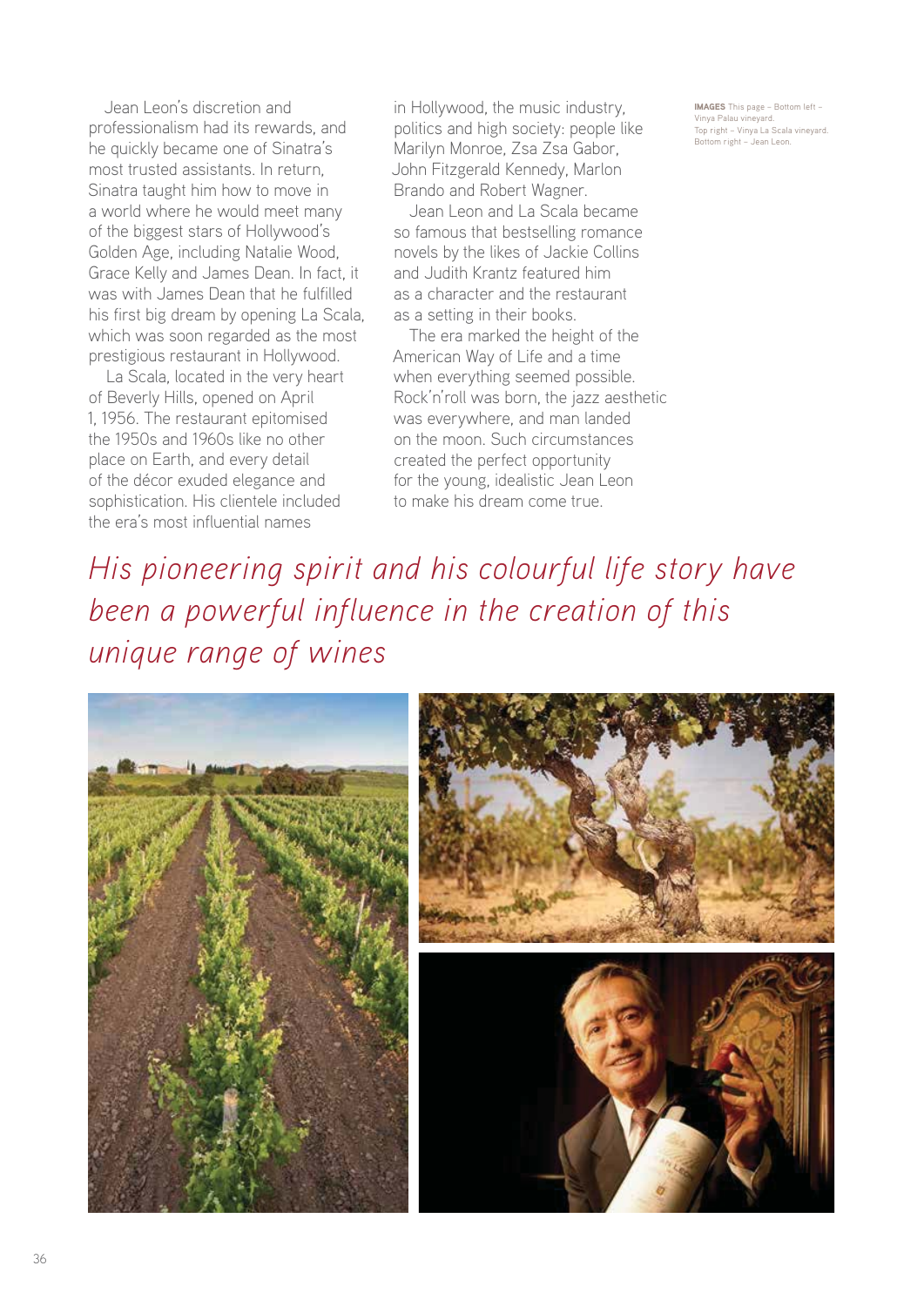Jean Leon's discretion and professionalism had its rewards, and he quickly became one of Sinatra's most trusted assistants. In return, Sinatra taught him how to move in a world where he would meet many of the biggest stars of Hollywood's Golden Age, including Natalie Wood, Grace Kelly and James Dean. In fact, it was with James Dean that he fulfilled his first big dream by opening La Scala, which was soon regarded as the most prestigious restaurant in Hollywood.

La Scala, located in the very heart of Beverly Hills, opened on April 1, 1956. The restaurant epitomised the 1950s and 1960s like no other place on Earth, and every detail of the décor exuded elegance and sophistication. His clientele included the era's most influential names in Hollywood, the music industry, politics and high society: people like Marilyn Monroe, Zsa Zsa Gabor, John Fitzgerald Kennedy, Marlon Brando and Robert Wagner.

Jean Leon and La Scala became so famous that bestselling romance novels by the likes of Jackie Collins and Judith Krantz featured him as a character and the restaurant as a setting in their books.

The era marked the height of the American Way of Life and a time when everything seemed possible. Rock'n'roll was born, the jazz aesthetic was everywhere, and man landed on the moon. Such circumstances created the perfect opportunity for the young, idealistic Jean Leon to make his dream come true.

*His pioneering spirit and his colourful life story have been a powerful influence in the creation of this unique range of wines*

**IMAGES** This page – Bottom left – Vinya Palau vineyard. Top right – Vinya La Scala vineyard. Bottom right – Jean Leon.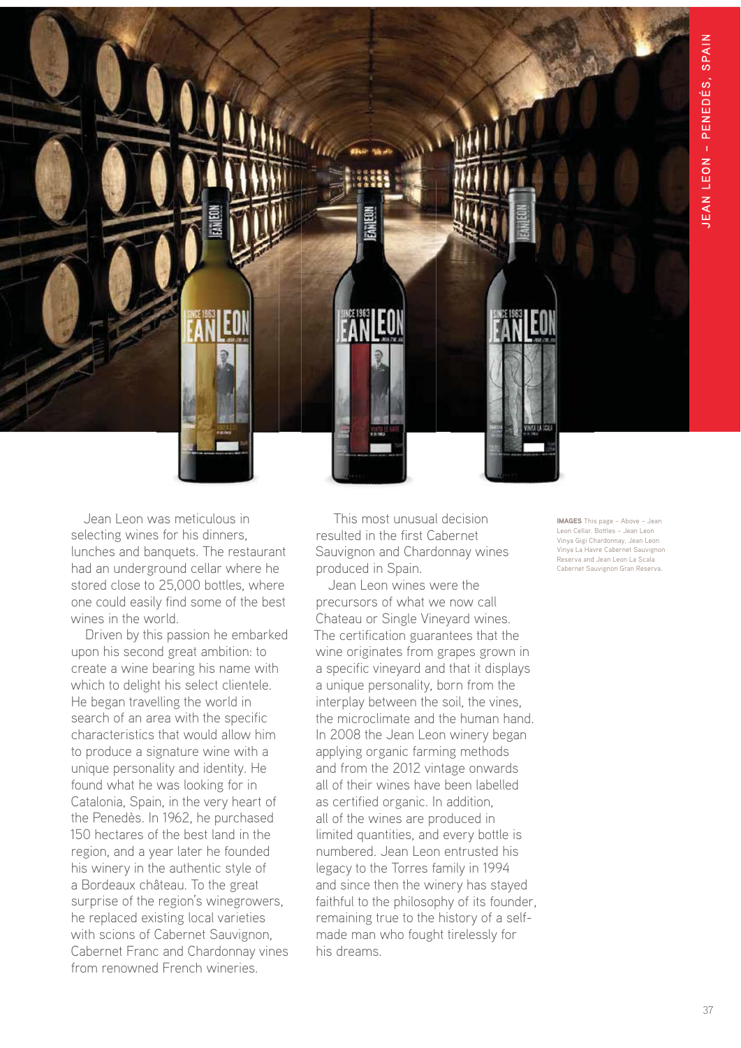Jean Leon was meticulous in selecting wines for his dinners, lunches and banquets. The restaurant had an underground cellar where he stored close to 25,000 bottles, where one could easily find some of the best wines in the world.

Driven by this passion he embarked upon his second great ambition: to create a wine bearing his name with which to delight his select clientele. He began travelling the world in search of an area with the specific characteristics that would allow him to produce a signature wine with a unique personality and identity. He found what he was looking for in Catalonia, Spain, in the very heart of the Penedès. In 1962, he purchased 150 hectares of the best land in the region, and a year later he founded his winery in the authentic style of a Bordeaux château. To the great surprise of the region's winegrowers, he replaced existing local varieties with scions of Cabernet Sauvignon, Cabernet Franc and Chardonnay vines from renowned French wineries.

This most unusual decision resulted in the first Cabernet Sauvignon and Chardonnay wines produced in Spain.

Jean Leon wines were the precursors of what we now call Chateau or Single Vineyard wines. The certification guarantees that the wine originates from grapes grown in a specific vineyard and that it displays a unique personality, born from the interplay between the soil, the vines, the microclimate and the human hand. In 2008 the Jean Leon winery began applying organic farming methods and from the 2012 vintage onwards all of their wines have been labelled as certified organic. In addition, all of the wines are produced in limited quantities, and every bottle is numbered. Jean Leon entrusted his legacy to the Torres family in 1994 and since then the winery has stayed faithful to the philosophy of its founder, remaining true to the history of a self-made man who fought tirelessly for his dreams.

**IMAGES** This page – Above – Jean Leon Cellar. Bottles – Jean Leon Vinya Gigi Chardonnay, Jean Leon Vinya La Havre Cabernet Sauvignon Reserva and Jean Leon La Scala Cabernet Sauvignon Gran Reserva.